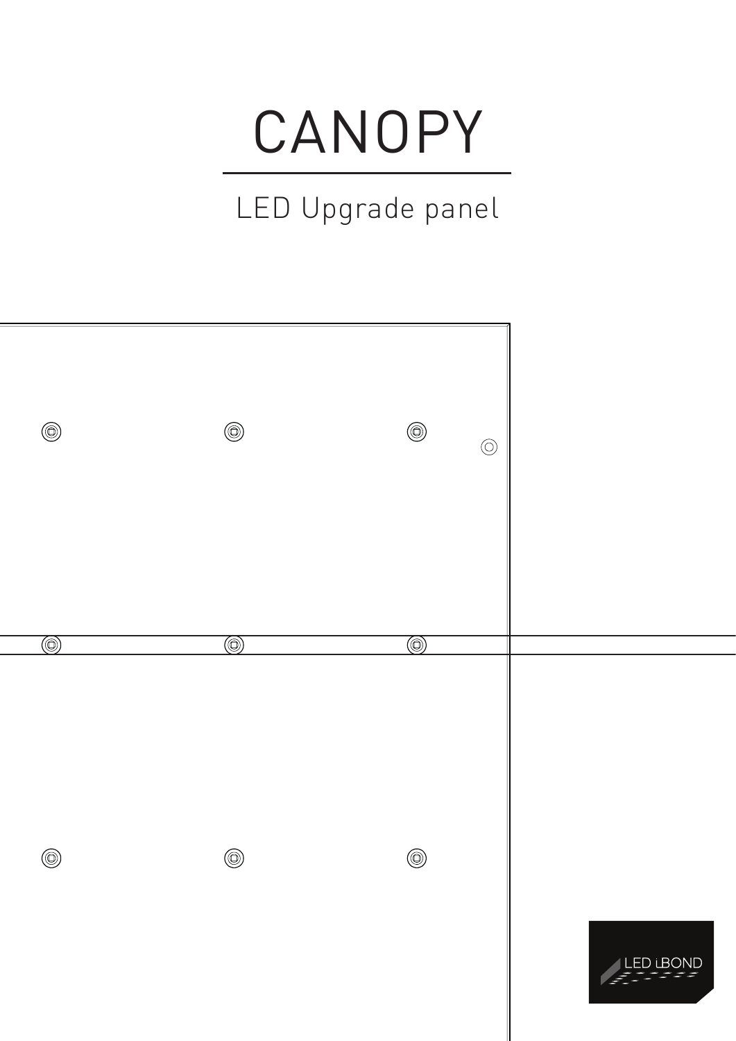# CANOPY

## LED Upgrade panel

LED iBOND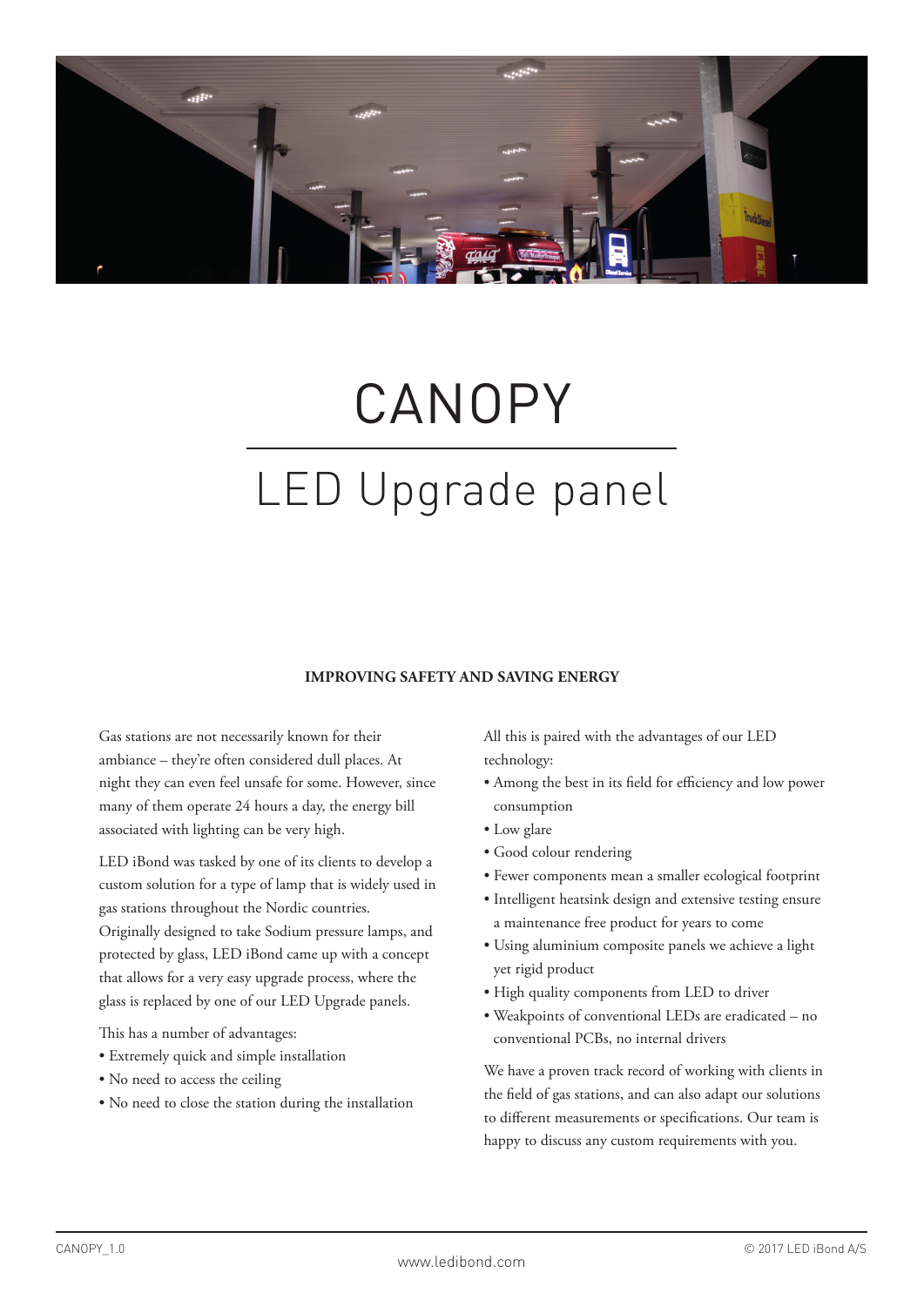# CANOPY

## LED Upgrade panel

**IMPROVING SAFETY AND SAVING ENERGY**

Gas stations are not necessarily known for their ambiance – they're often considered dull places. At night they can even feel unsafe for some. However, since many of them operate 24 hours a day, the energy bill associated with lighting can be very high.

LED iBond was tasked by one of its clients to develop a custom solution for a type of lamp that is widely used in gas stations throughout the Nordic countries. Originally designed to take Sodium pressure lamps, and protected by glass, LED iBond came up with a concept that allows for a very easy upgrade process, where the glass is replaced by one of our LED Upgrade panels.

This has a number of advantages:

- Extremely quick and simple installation
- No need to access the ceiling
- No need to close the station during the installation

All this is paired with the advantages of our LED technology:

- Among the best in its field for efficiency and low power consumption
- Low glare
- Good colour rendering
- Fewer components mean a smaller ecological footprint
- Intelligent heatsink design and extensive testing ensure a maintenance free product for years to come
- Using aluminium composite panels we achieve a light yet rigid product
- High quality components from LED to driver
- Weakpoints of conventional LEDs are eradicated – no conventional PCBs, no internal drivers

We have a proven track record of working with clients in the field of gas stations, and can also adapt our solutions to different measurements or specifications. Our team is happy to discuss any custom requirements with you.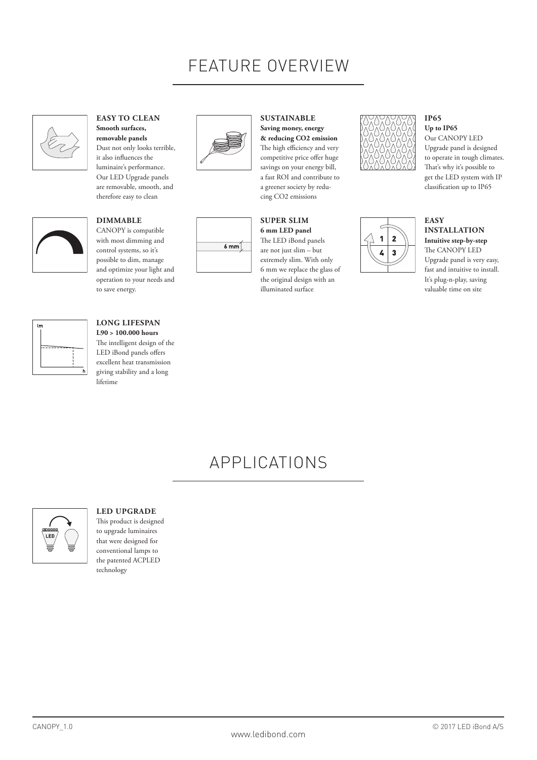# FEATURE OVERVIEW

### EASY TO CLEAN

**Smooth surfaces, removable panels**

Dust not only looks terrible, it also influences the luminaire's performance. Our LED Upgrade panels are removable, smooth, and therefore easy to clean

### SUSTAINABLE

**Saving money, energy & reducing CO2 emission**

The high efficiency and very competitive price offer huge savings on your energy bill, a fast ROI and contribute to a greener society by reducing CO2 emissions

### IP65

**Up to IP65**

Our CANOPY LED Upgrade panel is designed to operate in tough climates. That's why it's possible to get the LED system with IP classification up to IP65

### DIMMABLE

CANOPY is compatible with most dimming and control systems, so it's possible to dim, manage and optimize your light and operation to your needs and to save energy.

### SUPER SLIM

**6 mm LED panel**

The LED iBond panels are not just slim – but extremely slim. With only 6 mm we replace the glass of the original design with an illuminated surface

### EASY INSTALLATION

**Intuitive step-by-step**

The CANOPY LED Upgrade panel is very easy, fast and intuitive to install. It's plug-n-play, saving valuable time on site

### LONG LIFESPAN

**L90 > 100.000 hours**

The intelligent design of the LED iBond panels offers excellent heat transmission giving stability and a long lifetime

# APPLICATIONS

### LED UPGRADE

This product is designed to upgrade luminaires that were designed for conventional lamps to the patented ACPLED technology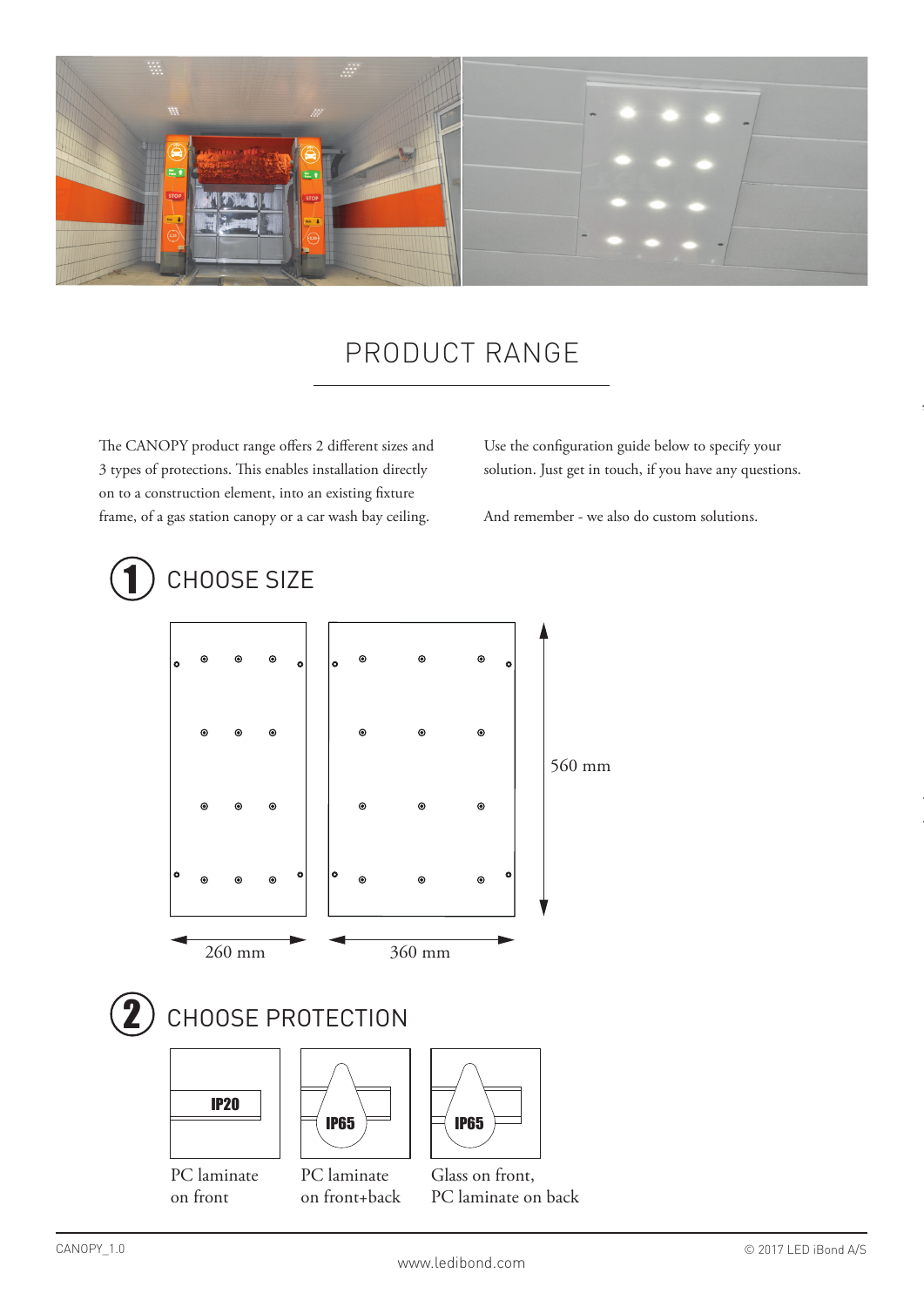# PRODUCT RANGE

The CANOPY product range offers 2 different sizes and 3 types of protections. This enables installation directly on to a construction element, into an existing fixture frame, of a gas station canopy or a car wash bay ceiling.

Use the configuration guide below to specify your solution. Just get in touch, if you have any questions.

And remember - we also do custom solutions.

## 1 CHOOSE SIZE

560 mm

260 mm

360 mm

## 2 CHOOSE PROTECTION

IP20

PC laminate on front

IP65

PC laminate on front+back

IP65

Glass on front, PC laminate on back

CANOPY_1.0

www.ledibond.com

© 2017 LED iBond A/S